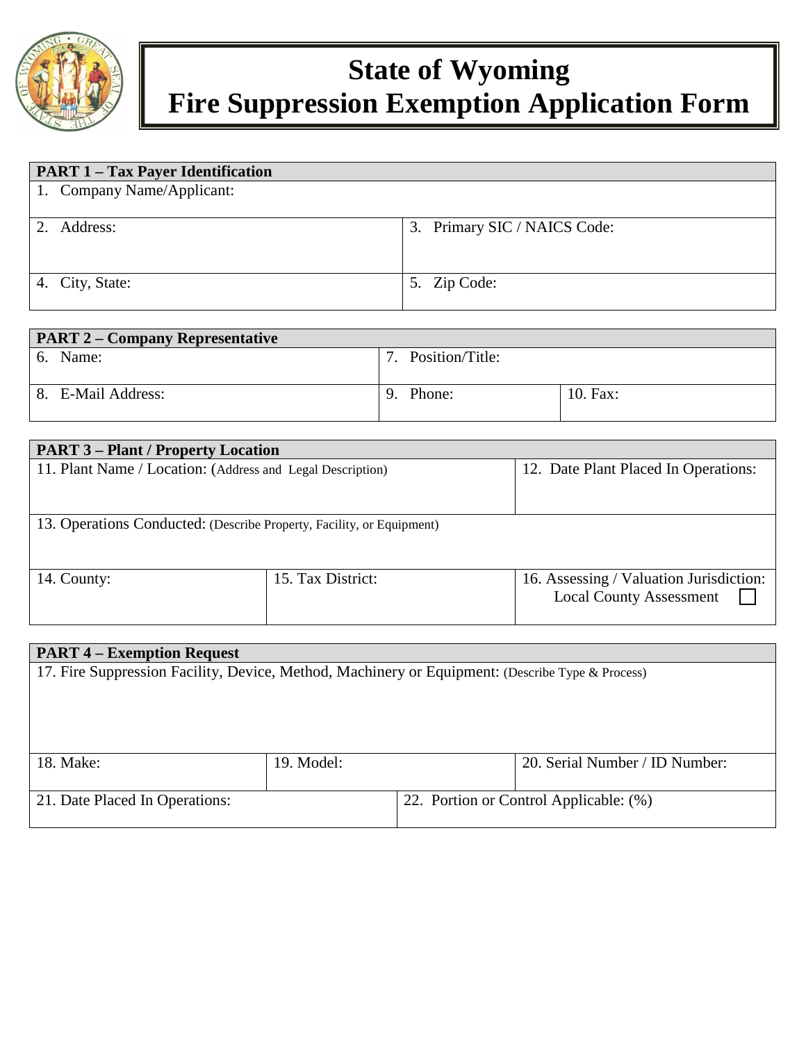# State of Wyoming
# Fire Suppression Exemption Application Form

| PART 1 – Tax Payer Identification | |
|---|---|
| 1. Company Name/Applicant: | |
| 2. Address: | 3. Primary SIC / NAICS Code: |
| 4. City, State: | 5. Zip Code: |

| PART 2 – Company Representative | | |
|---|---|---|
| 6. Name: | 7. Position/Title: | |
| 8. E-Mail Address: | 9. Phone: | 10. Fax: |

| PART 3 – Plant / Property Location | | |
|---|---|---|
| 11. Plant Name / Location: (Address and Legal Description) | | 12. Date Plant Placed In Operations: |
| 13. Operations Conducted: (Describe Property, Facility, or Equipment) | | |
| 14. County: | 15. Tax District: | 16. Assessing / Valuation Jurisdiction: Local County Assessment ☐ |

| PART 4 – Exemption Request | | |
|---|---|---|
| 17. Fire Suppression Facility, Device, Method, Machinery or Equipment: (Describe Type & Process) | | |
| 18. Make: | 19. Model: | 20. Serial Number / ID Number: |
| 21. Date Placed In Operations: | 22. Portion or Control Applicable: (%) | |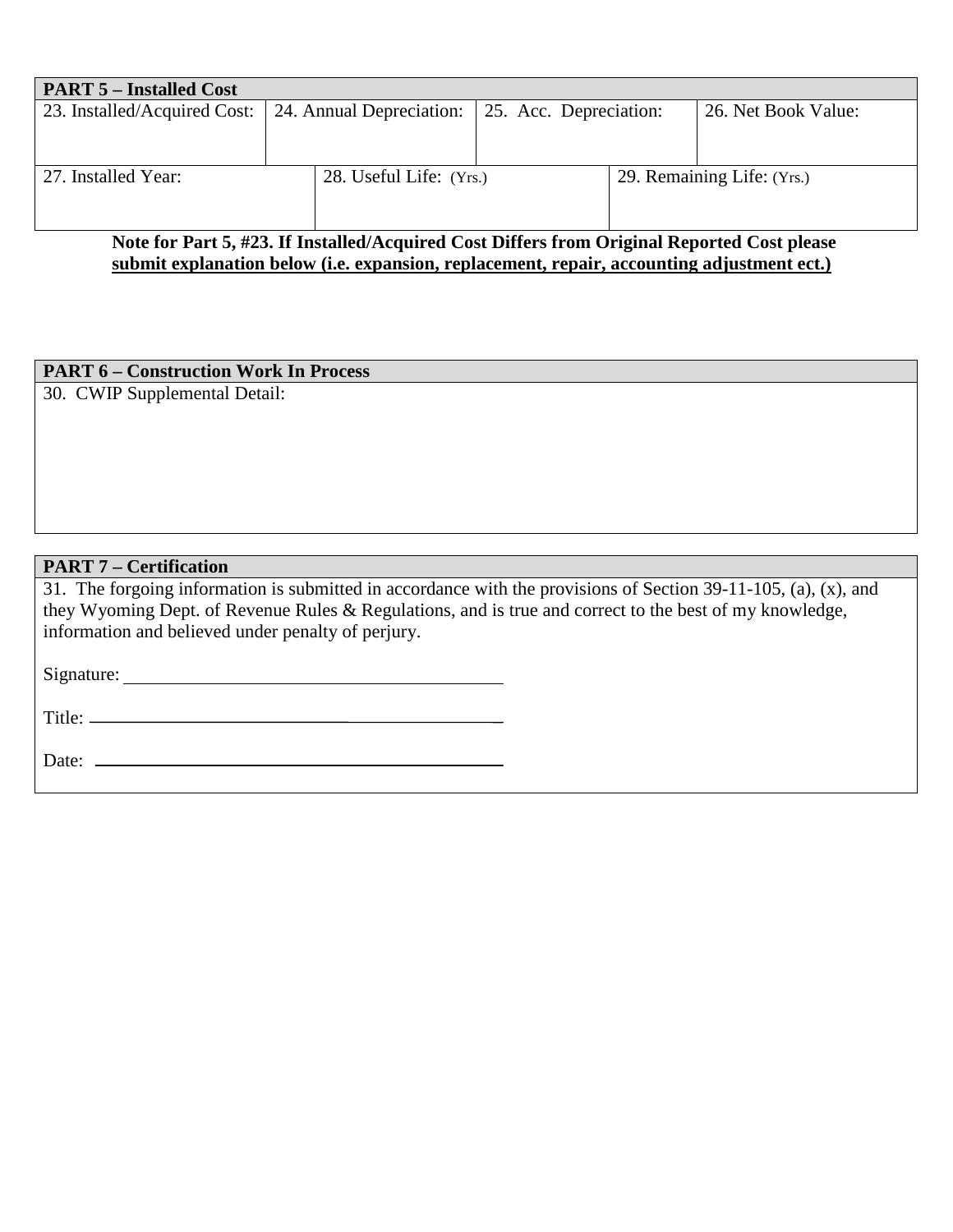| **PART 5 – Installed Cost** | | | |
|---|---|---|---|
| 23. Installed/Acquired Cost: | 24. Annual Depreciation: | 25. Acc. Depreciation: | 26. Net Book Value: |
| 27. Installed Year: | 28. Useful Life: (Yrs.) | 29. Remaining Life: (Yrs.) | |

**Note for Part 5, #23. If Installed/Acquired Cost Differs from Original Reported Cost please submit explanation below (i.e. expansion, replacement, repair, accounting adjustment ect.)**

| **PART 6 – Construction Work In Process** |
|---|
| 30. CWIP Supplemental Detail: |

**PART 7 – Certification**

31. The forgoing information is submitted in accordance with the provisions of Section 39-11-105, (a), (x), and they Wyoming Dept. of Revenue Rules & Regulations, and is true and correct to the best of my knowledge, information and believed under penalty of perjury.

Signature: ______________________________

Title: ______________________________

Date: ______________________________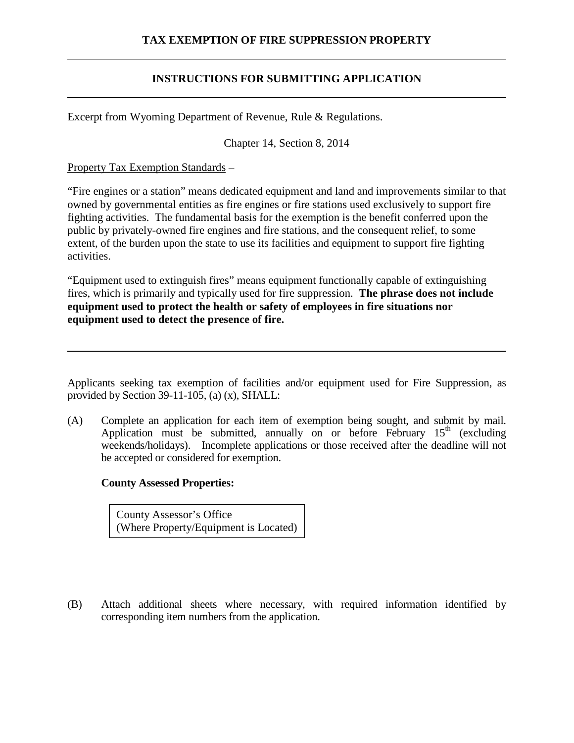## TAX EXEMPTION OF FIRE SUPPRESSION PROPERTY

## INSTRUCTIONS FOR SUBMITTING APPLICATION

---

Excerpt from Wyoming Department of Revenue, Rule & Regulations.

Chapter 14, Section 8, 2014

Property Tax Exemption Standards –

"Fire engines or a station" means dedicated equipment and land and improvements similar to that owned by governmental entities as fire engines or fire stations used exclusively to support fire fighting activities. The fundamental basis for the exemption is the benefit conferred upon the public by privately-owned fire engines and fire stations, and the consequent relief, to some extent, of the burden upon the state to use its facilities and equipment to support fire fighting activities.

"Equipment used to extinguish fires" means equipment functionally capable of extinguishing fires, which is primarily and typically used for fire suppression. **The phrase does not include equipment used to protect the health or safety of employees in fire situations nor equipment used to detect the presence of fire.**

---

Applicants seeking tax exemption of facilities and/or equipment used for Fire Suppression, as provided by Section 39-11-105, (a) (x), SHALL:

(A) Complete an application for each item of exemption being sought, and submit by mail. Application must be submitted, annually on or before February 15th (excluding weekends/holidays). Incomplete applications or those received after the deadline will not be accepted or considered for exemption.

**County Assessed Properties:**

County Assessor's Office
(Where Property/Equipment is Located)

(B) Attach additional sheets where necessary, with required information identified by corresponding item numbers from the application.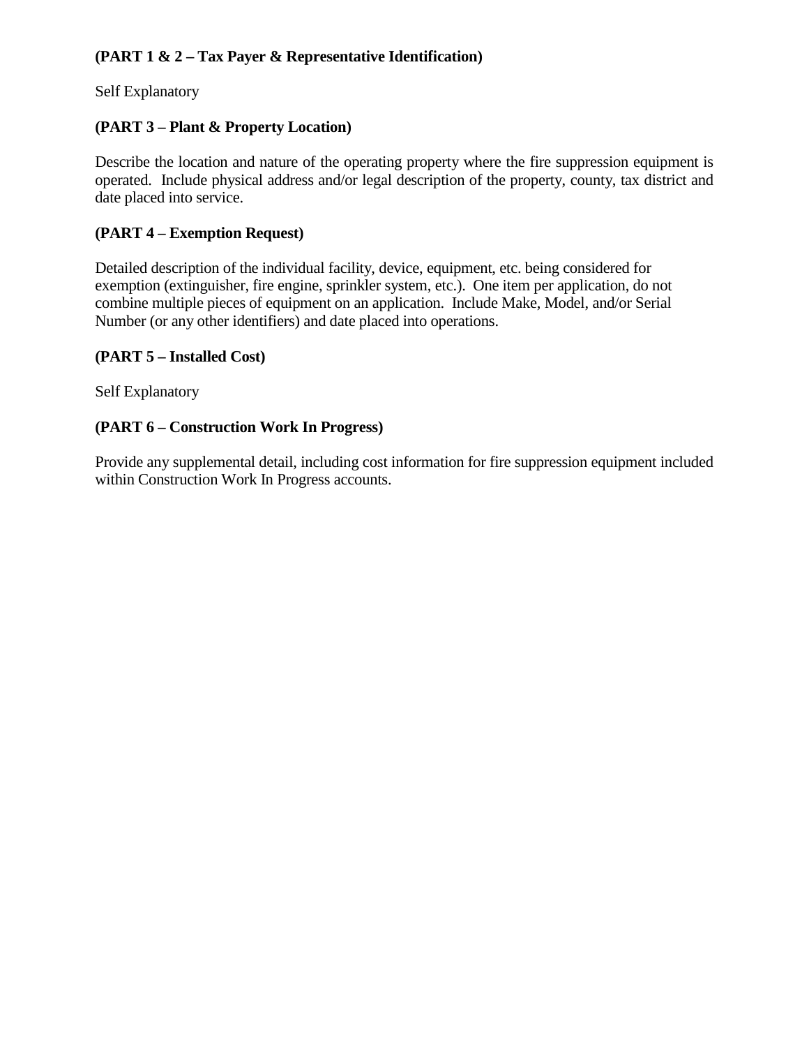**(PART 1 & 2 – Tax Payer & Representative Identification)**

Self Explanatory

**(PART 3 – Plant & Property Location)**

Describe the location and nature of the operating property where the fire suppression equipment is operated. Include physical address and/or legal description of the property, county, tax district and date placed into service.

**(PART 4 – Exemption Request)**

Detailed description of the individual facility, device, equipment, etc. being considered for exemption (extinguisher, fire engine, sprinkler system, etc.). One item per application, do not combine multiple pieces of equipment on an application. Include Make, Model, and/or Serial Number (or any other identifiers) and date placed into operations.

**(PART 5 – Installed Cost)**

Self Explanatory

**(PART 6 – Construction Work In Progress)**

Provide any supplemental detail, including cost information for fire suppression equipment included within Construction Work In Progress accounts.